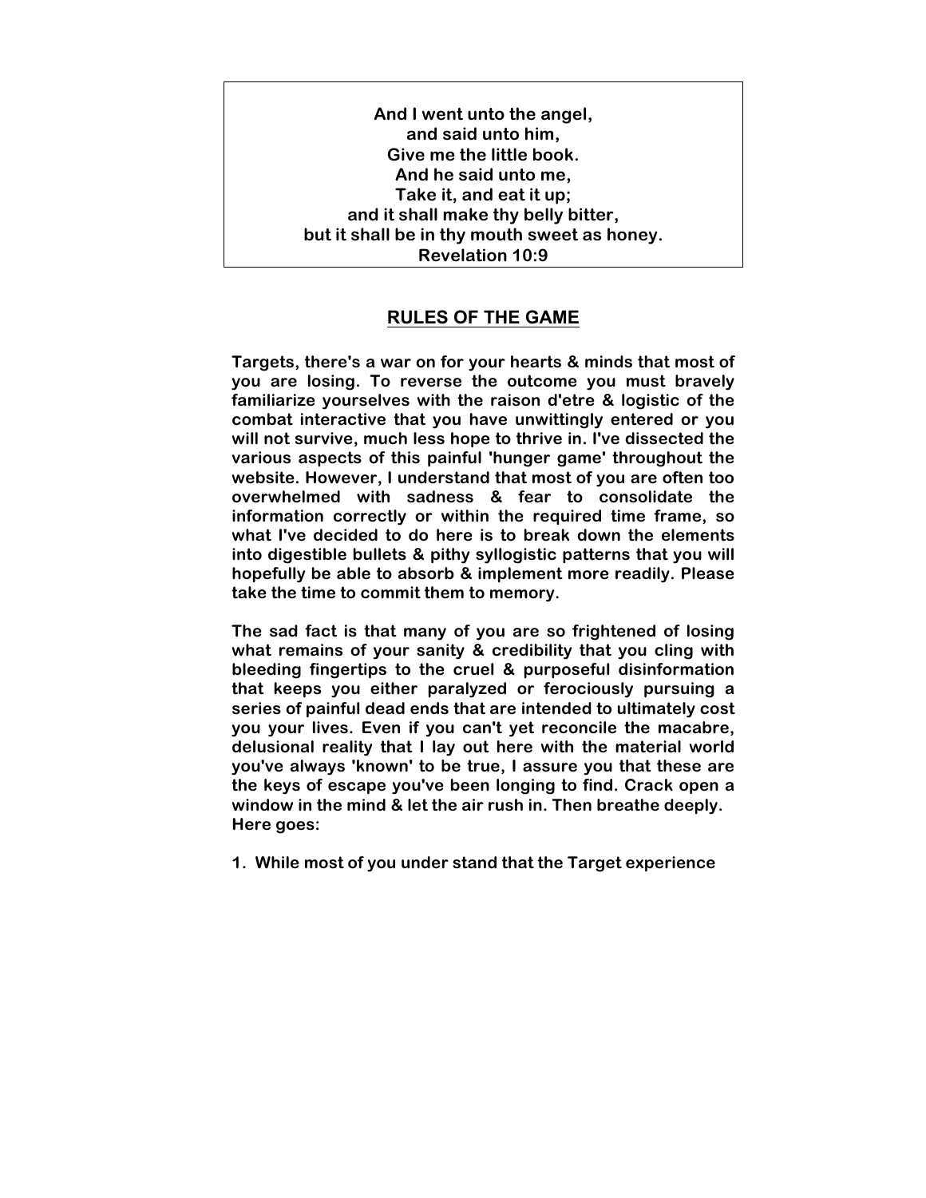**And I went unto the angel,**
**and said unto him,**
**Give me the little book.**
**And he said unto me,**
**Take it, and eat it up;**
**and it shall make thy belly bitter,**
**but it shall be in thy mouth sweet as honey.**
**Revelation 10:9**

## RULES OF THE GAME

**Targets, there's a war on for your hearts & minds that most of you are losing. To reverse the outcome you must bravely familiarize yourselves with the raison d'etre & logistic of the combat interactive that you have unwittingly entered or you will not survive, much less hope to thrive in. I've dissected the various aspects of this painful 'hunger game' throughout the website. However, I understand that most of you are often too overwhelmed with sadness & fear to consolidate the information correctly or within the required time frame, so what I've decided to do here is to break down the elements into digestible bullets & pithy syllogistic patterns that you will hopefully be able to absorb & implement more readily. Please take the time to commit them to memory.**

**The sad fact is that many of you are so frightened of losing what remains of your sanity & credibility that you cling with bleeding fingertips to the cruel & purposeful disinformation that keeps you either paralyzed or ferociously pursuing a series of painful dead ends that are intended to ultimately cost you your lives. Even if you can't yet reconcile the macabre, delusional reality that I lay out here with the material world you've always 'known' to be true, I assure you that these are the keys of escape you've been longing to find. Crack open a window in the mind & let the air rush in. Then breathe deeply. Here goes:**

**1. While most of you under stand that the Target experience**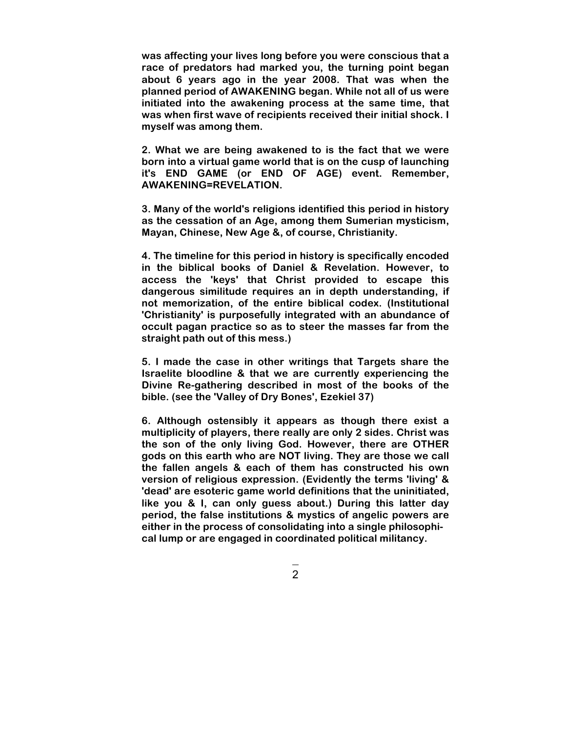**was affecting your lives long before you were conscious that a race of predators had marked you, the turning point began about 6 years ago in the year 2008. That was when the planned period of AWAKENING began. While not all of us were initiated into the awakening process at the same time, that was when first wave of recipients received their initial shock. I myself was among them.**

**2. What we are being awakened to is the fact that we were born into a virtual game world that is on the cusp of launching it's END GAME (or END OF AGE) event. Remember, AWAKENING=REVELATION.**

**3. Many of the world's religions identified this period in history as the cessation of an Age, among them Sumerian mysticism, Mayan, Chinese, New Age &, of course, Christianity.**

**4. The timeline for this period in history is specifically encoded in the biblical books of Daniel & Revelation. However, to access the 'keys' that Christ provided to escape this dangerous similitude requires an in depth understanding, if not memorization, of the entire biblical codex. (Institutional 'Christianity' is purposefully integrated with an abundance of occult pagan practice so as to steer the masses far from the straight path out of this mess.)**

**5. I made the case in other writings that Targets share the Israelite bloodline & that we are currently experiencing the Divine Re-gathering described in most of the books of the bible. (see the 'Valley of Dry Bones', Ezekiel 37)**

**6. Although ostensibly it appears as though there exist a multiplicity of players, there really are only 2 sides. Christ was the son of the only living God. However, there are OTHER gods on this earth who are NOT living. They are those we call the fallen angels & each of them has constructed his own version of religious expression. (Evidently the terms 'living' & 'dead' are esoteric game world definitions that the uninitiated, like you & I, can only guess about.) During this latter day period, the false institutions & mystics of angelic powers are either in the process of consolidating into a single philosophical lump or are engaged in coordinated political militancy.**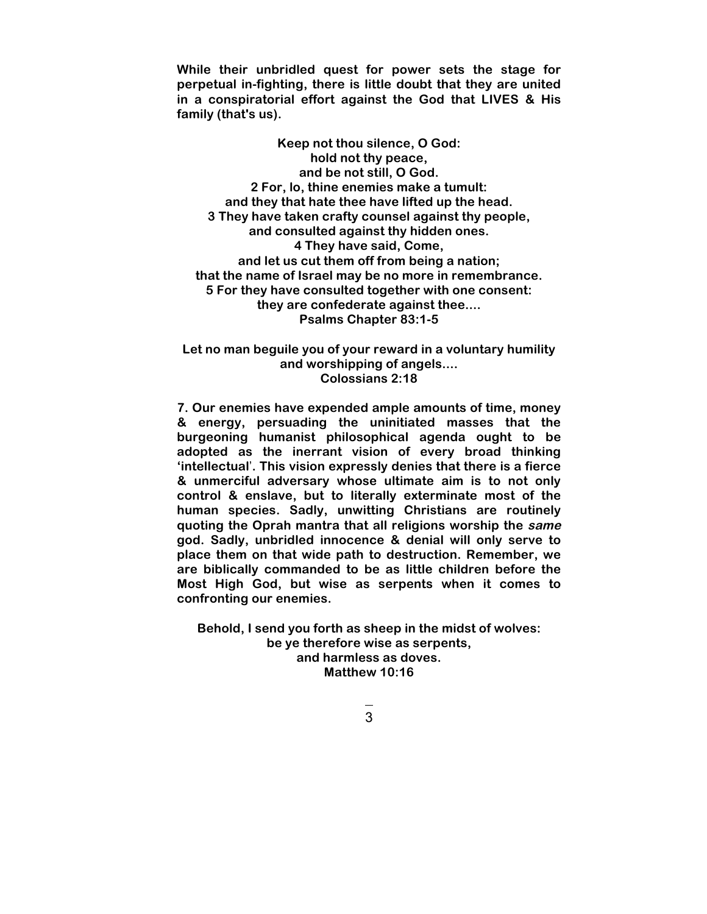**While their unbridled quest for power sets the stage for perpetual in-fighting, there is little doubt that they are united in a conspiratorial effort against the God that LIVES & His family (that's us).**

**Keep not thou silence, O God:**
**hold not thy peace,**
**and be not still, O God.**
**2 For, lo, thine enemies make a tumult:**
**and they that hate thee have lifted up the head.**
**3 They have taken crafty counsel against thy people,**
**and consulted against thy hidden ones.**
**4 They have said, Come,**
**and let us cut them off from being a nation;**
**that the name of Israel may be no more in remembrance.**
**5 For they have consulted together with one consent:**
**they are confederate against thee....**
**Psalms Chapter 83:1-5**

**Let no man beguile you of your reward in a voluntary humility and worshipping of angels....**
**Colossians 2:18**

**7. Our enemies have expended ample amounts of time, money & energy, persuading the uninitiated masses that the burgeoning humanist philosophical agenda ought to be adopted as the inerrant vision of every broad thinking 'intellectual'. This vision expressly denies that there is a fierce & unmerciful adversary whose ultimate aim is to not only control & enslave, but to literally exterminate most of the human species. Sadly, unwitting Christians are routinely quoting the Oprah mantra that all religions worship the *same* god. Sadly, unbridled innocence & denial will only serve to place them on that wide path to destruction. Remember, we are biblically commanded to be as little children before the Most High God, but wise as serpents when it comes to confronting our enemies.**

**Behold, I send you forth as sheep in the midst of wolves:**
**be ye therefore wise as serpents,**
**and harmless as doves.**
**Matthew 10:16**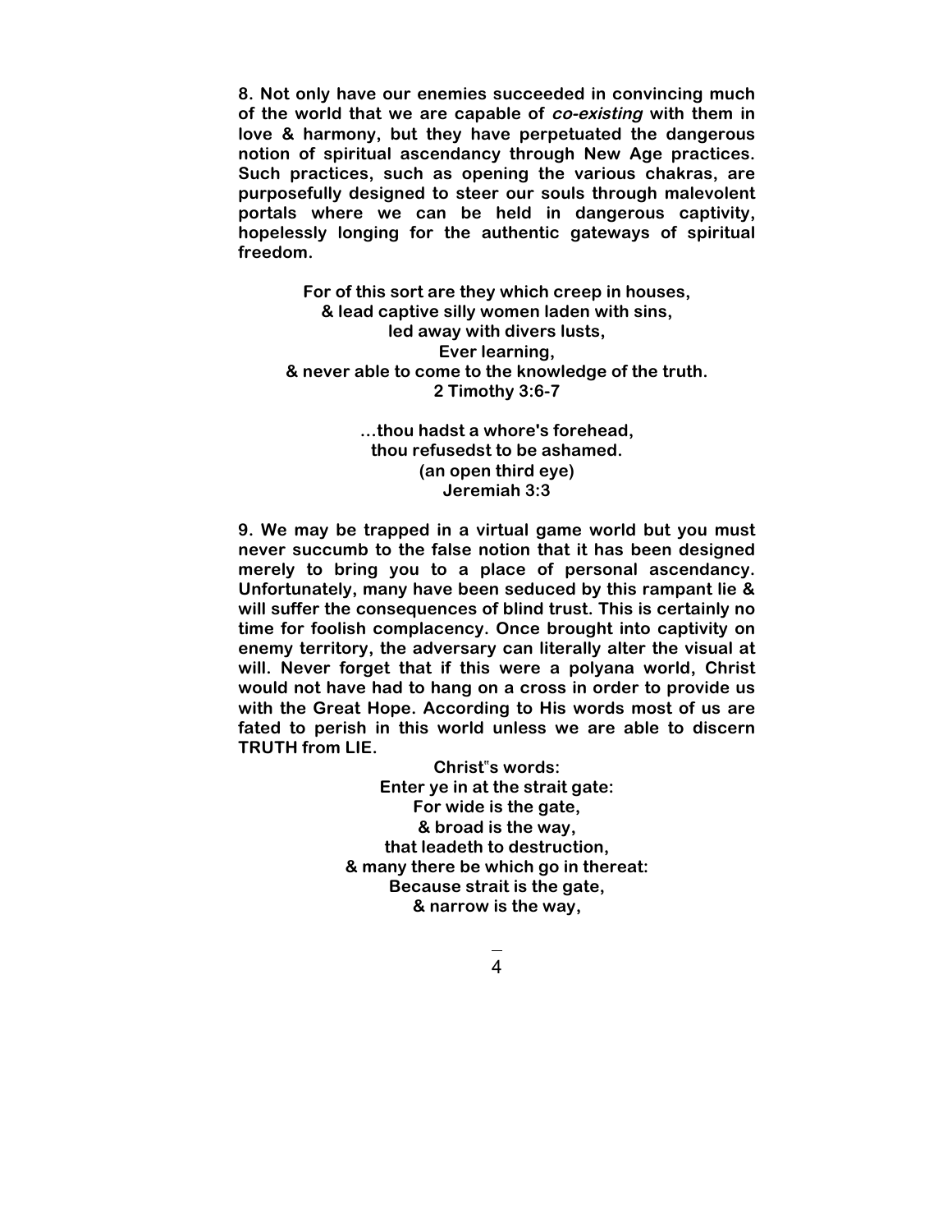**8. Not only have our enemies succeeded in convincing much of the world that we are capable of *co-existing* with them in love & harmony, but they have perpetuated the dangerous notion of spiritual ascendancy through New Age practices. Such practices, such as opening the various chakras, are purposefully designed to steer our souls through malevolent portals where we can be held in dangerous captivity, hopelessly longing for the authentic gateways of spiritual freedom.**

**For of this sort are they which creep in houses,**
**& lead captive silly women laden with sins,**
**led away with divers lusts,**
**Ever learning,**
**& never able to come to the knowledge of the truth.**
**2 Timothy 3:6-7**

**…thou hadst a whore's forehead,**
**thou refusedst to be ashamed.**
**(an open third eye)**
**Jeremiah 3:3**

**9. We may be trapped in a virtual game world but you must never succumb to the false notion that it has been designed merely to bring you to a place of personal ascendancy. Unfortunately, many have been seduced by this rampant lie & will suffer the consequences of blind trust. This is certainly no time for foolish complacency. Once brought into captivity on enemy territory, the adversary can literally alter the visual at will. Never forget that if this were a polyana world, Christ would not have had to hang on a cross in order to provide us with the Great Hope. According to His words most of us are fated to perish in this world unless we are able to discern TRUTH from LIE.**

**Christ"s words:**
**Enter ye in at the strait gate:**
**For wide is the gate,**
**& broad is the way,**
**that leadeth to destruction,**
**& many there be which go in thereat:**
**Because strait is the gate,**
**& narrow is the way,**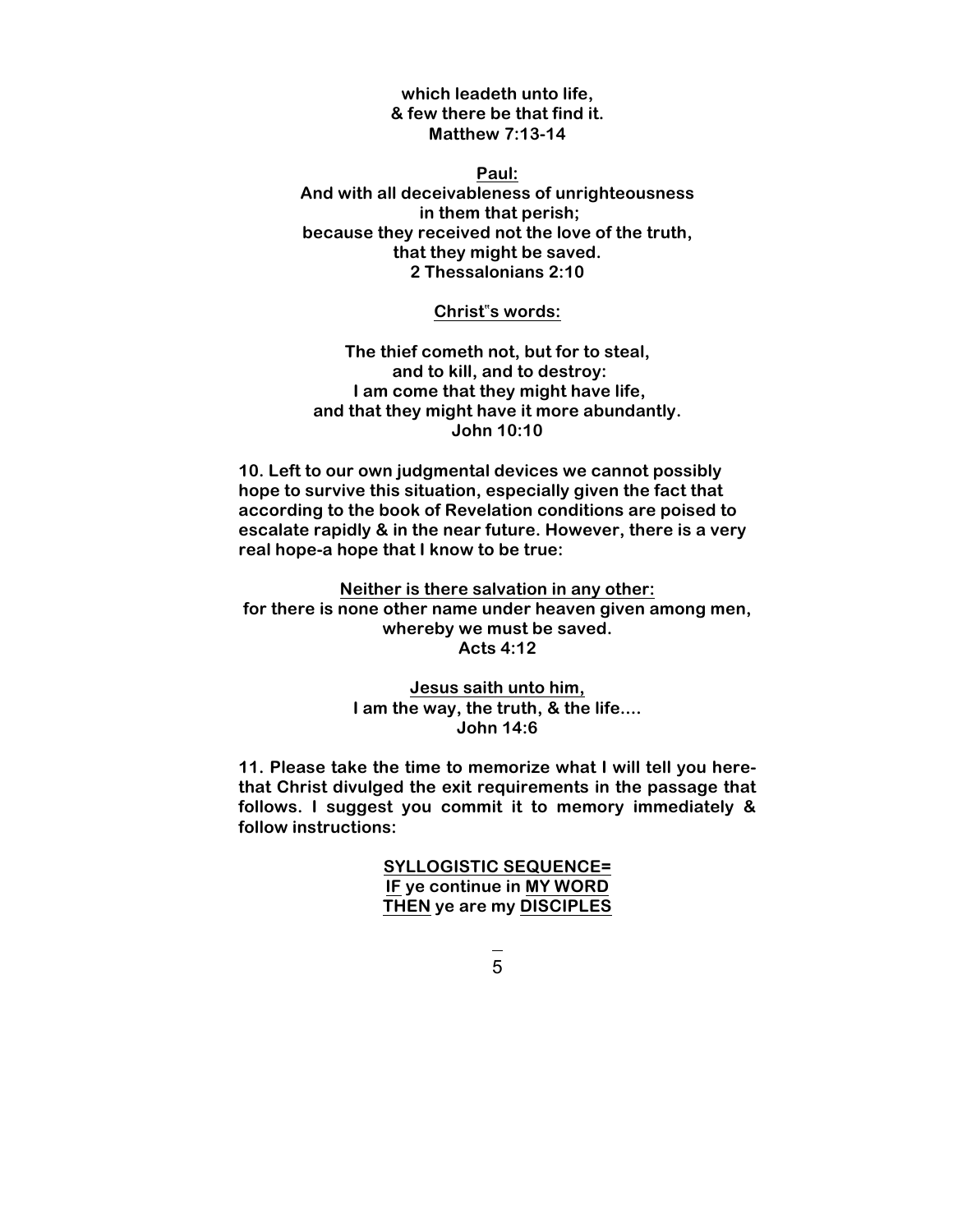which leadeth unto life,
& few there be that find it.
Matthew 7:13-14

<u>Paul:</u>
And with all deceivableness of unrighteousness
in them that perish;
because they received not the love of the truth,
that they might be saved.
2 Thessalonians 2:10

<u>Christ"s words:</u>

The thief cometh not, but for to steal,
and to kill, and to destroy:
I am come that they might have life,
and that they might have it more abundantly.
John 10:10

**10. Left to our own judgmental devices we cannot possibly hope to survive this situation, especially given the fact that according to the book of Revelation conditions are poised to escalate rapidly & in the near future. However, there is a very real hope-a hope that I know to be true:**

<u>Neither is there salvation in any other:</u>
for there is none other name under heaven given among men,
whereby we must be saved.
Acts 4:12

<u>Jesus saith unto him,</u>
I am the way, the truth, & the life....
John 14:6

**11. Please take the time to memorize what I will tell you here-that Christ divulged the exit requirements in the passage that follows. I suggest you commit it to memory immediately & follow instructions:**

<u>SYLLOGISTIC SEQUENCE=</u>
<u>IF</u> ye continue in <u>MY WORD</u>
<u>THEN</u> ye are my <u>DISCIPLES</u>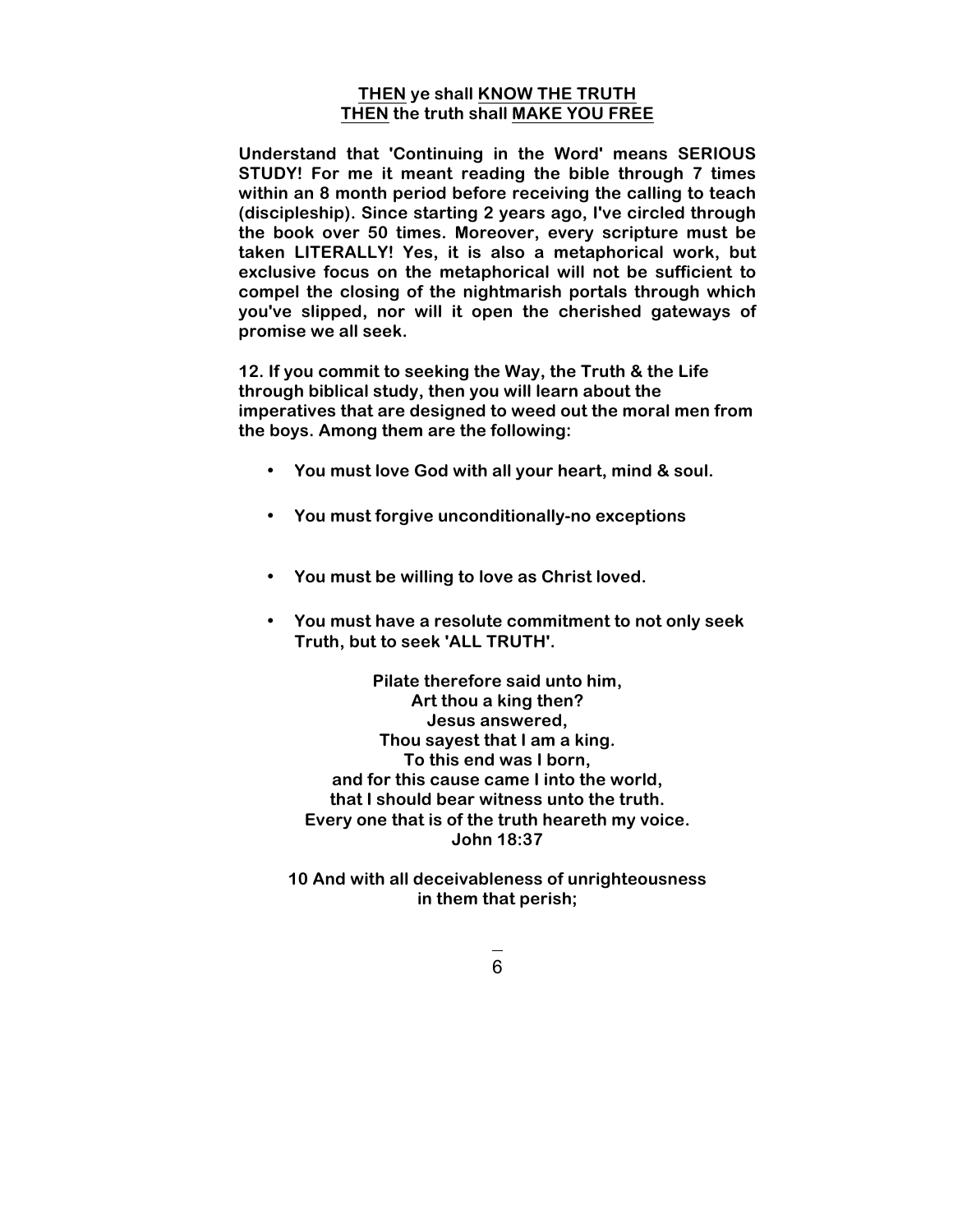**<u>THEN</u> ye shall <u>KNOW THE TRUTH</u>**
**<u>THEN</u> the truth shall <u>MAKE YOU FREE</u>**

**Understand that 'Continuing in the Word' means SERIOUS STUDY! For me it meant reading the bible through 7 times within an 8 month period before receiving the calling to teach (discipleship). Since starting 2 years ago, I've circled through the book over 50 times. Moreover, every scripture must be taken LITERALLY! Yes, it is also a metaphorical work, but exclusive focus on the metaphorical will not be sufficient to compel the closing of the nightmarish portals through which you've slipped, nor will it open the cherished gateways of promise we all seek.**

**12. If you commit to seeking the Way, the Truth & the Life through biblical study, then you will learn about the imperatives that are designed to weed out the moral men from the boys. Among them are the following:**

- **You must love God with all your heart, mind & soul.**
- **You must forgive unconditionally-no exceptions**
- **You must be willing to love as Christ loved.**
- **You must have a resolute commitment to not only seek Truth, but to seek 'ALL TRUTH'.**

**Pilate therefore said unto him,**
**Art thou a king then?**
**Jesus answered,**
**Thou sayest that I am a king.**
**To this end was I born,**
**and for this cause came I into the world,**
**that I should bear witness unto the truth.**
**Every one that is of the truth heareth my voice.**
**John 18:37**

**10 And with all deceivableness of unrighteousness**
**in them that perish;**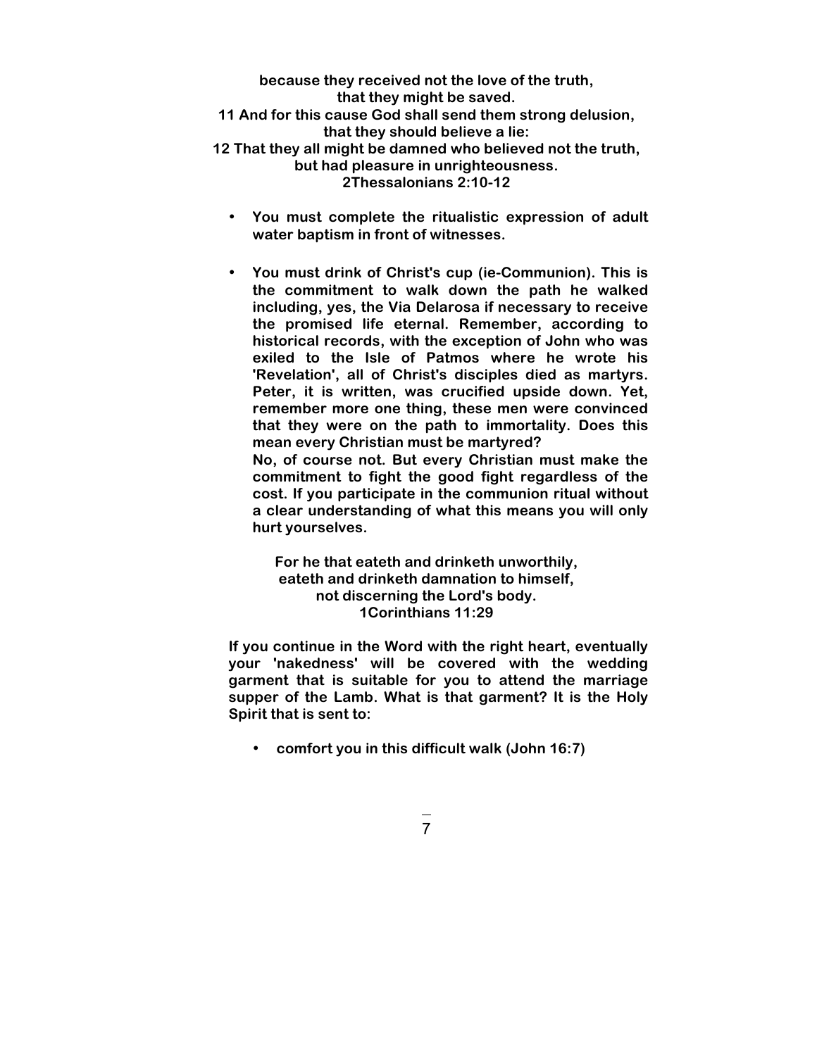**because they received not the love of the truth,**
**that they might be saved.**
**11 And for this cause God shall send them strong delusion,**
**that they should believe a lie:**
**12 That they all might be damned who believed not the truth,**
**but had pleasure in unrighteousness.**
**2Thessalonians 2:10-12**

- **You must complete the ritualistic expression of adult water baptism in front of witnesses.**

- **You must drink of Christ's cup (ie-Communion). This is the commitment to walk down the path he walked including, yes, the Via Delarosa if necessary to receive the promised life eternal. Remember, according to historical records, with the exception of John who was exiled to the Isle of Patmos where he wrote his 'Revelation', all of Christ's disciples died as martyrs. Peter, it is written, was crucified upside down. Yet, remember more one thing, these men were convinced that they were on the path to immortality. Does this mean every Christian must be martyred?**
  **No, of course not. But every Christian must make the commitment to fight the good fight regardless of the cost. If you participate in the communion ritual without a clear understanding of what this means you will only hurt yourselves.**

  **For he that eateth and drinketh unworthily,**
  **eateth and drinketh damnation to himself,**
  **not discerning the Lord's body.**
  **1Corinthians 11:29**

**If you continue in the Word with the right heart, eventually your 'nakedness' will be covered with the wedding garment that is suitable for you to attend the marriage supper of the Lamb. What is that garment? It is the Holy Spirit that is sent to:**

- **comfort you in this difficult walk (John 16:7)**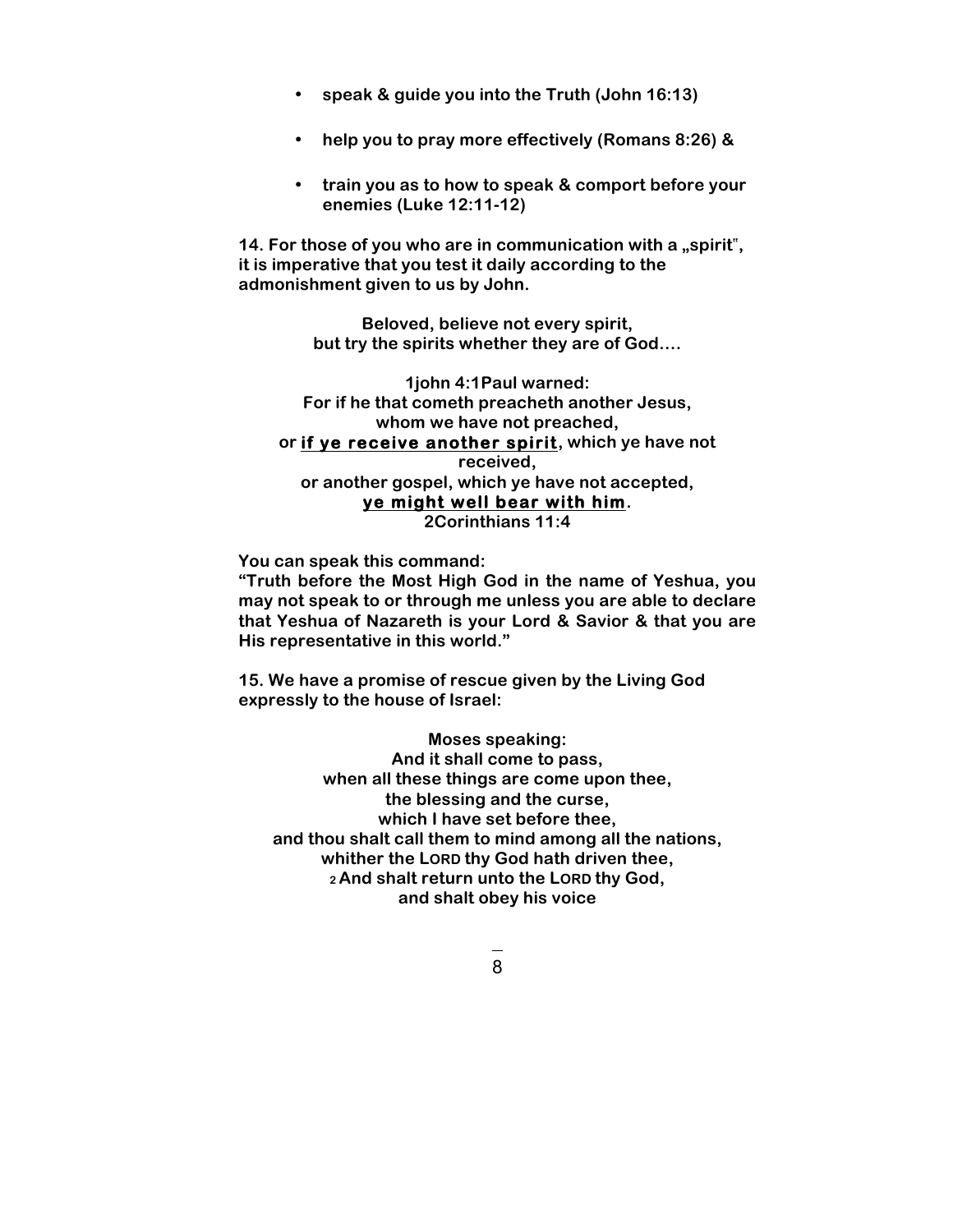- **speak & guide you into the Truth (John 16:13)**

- **help you to pray more effectively (Romans 8:26) &**

- **train you as to how to speak & comport before your enemies (Luke 12:11-12)**

**14. For those of you who are in communication with a „spirit", it is imperative that you test it daily according to the admonishment given to us by John.**

**Beloved, believe not every spirit,**
**but try the spirits whether they are of God....**

**1john 4:1Paul warned:**
**For if he that cometh preacheth another Jesus,**
**whom we have not preached,**
**or <u>if ye receive another spirit</u>, which ye have not received,**
**or another gospel, which ye have not accepted,**
**<u>ye might well bear with him</u>.**
**2Corinthians 11:4**

**You can speak this command:**
**"Truth before the Most High God in the name of Yeshua, you may not speak to or through me unless you are able to declare that Yeshua of Nazareth is your Lord & Savior & that you are His representative in this world."**

**15. We have a promise of rescue given by the Living God expressly to the house of Israel:**

**Moses speaking:**
**And it shall come to pass,**
**when all these things are come upon thee,**
**the blessing and the curse,**
**which I have set before thee,**
**and thou shalt call them to mind among all the nations,**
**whither the LORD thy God hath driven thee,**
**2 And shalt return unto the LORD thy God,**
**and shalt obey his voice**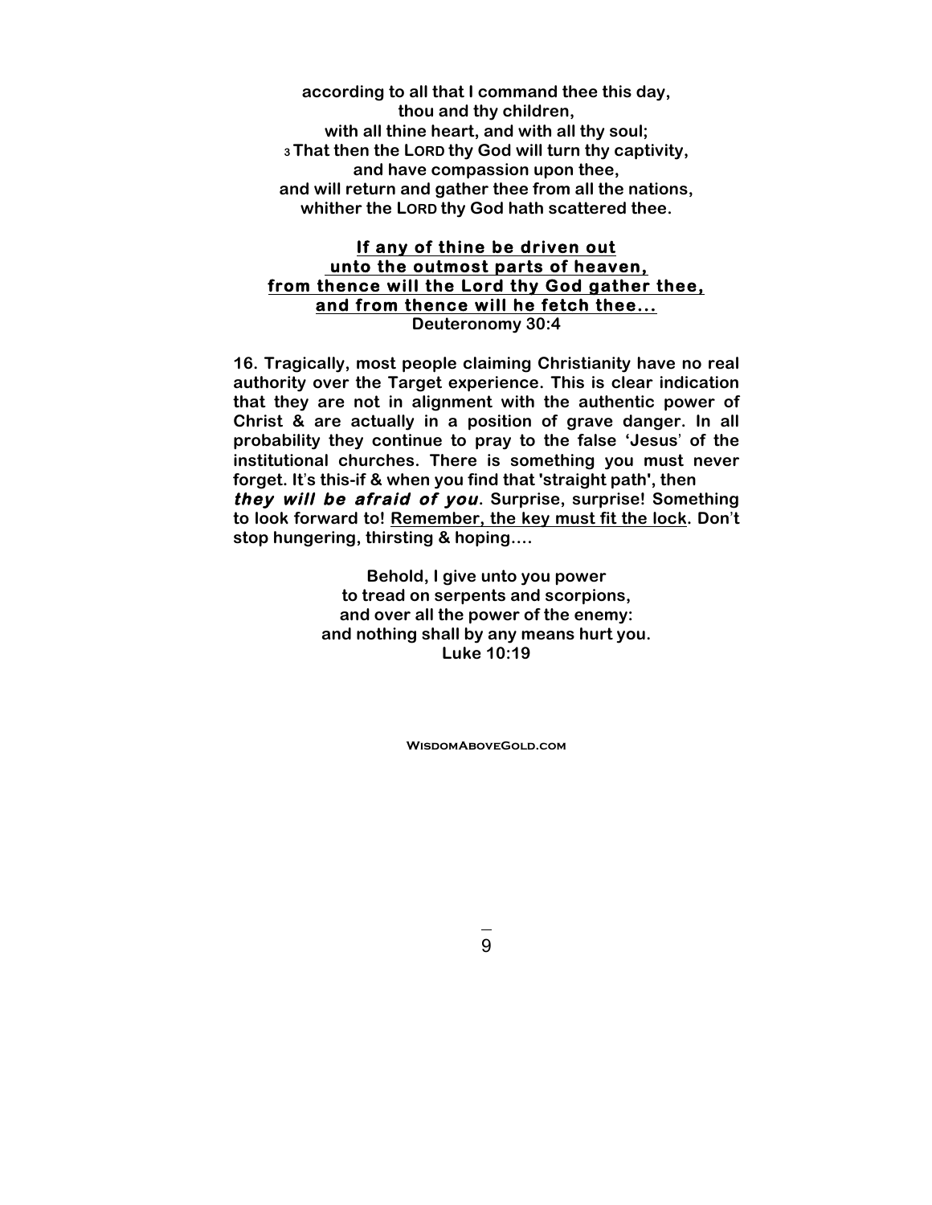**according to all that I command thee this day,**
**thou and thy children,**
**with all thine heart, and with all thy soul;**
**3 That then the LORD thy God will turn thy captivity,**
**and have compassion upon thee,**
**and will return and gather thee from all the nations,**
**whither the LORD thy God hath scattered thee.**

**<u>If any of thine be driven out</u>**
**<u>unto the outmost parts of heaven,</u>**
**<u>from thence will the Lord thy God gather thee,</u>**
**<u>and from thence will he fetch thee...</u>**
**Deuteronomy 30:4**

**16. Tragically, most people claiming Christianity have no real authority over the Target experience. This is clear indication that they are not in alignment with the authentic power of Christ & are actually in a position of grave danger. In all probability they continue to pray to the false 'Jesus' of the institutional churches. There is something you must never forget. It's this-if & when you find that 'straight path', then *they will be afraid of you*. Surprise, surprise! Something to look forward to! <u>Remember, the key must fit the lock</u>. Don't stop hungering, thirsting & hoping….**

**Behold, I give unto you power**
**to tread on serpents and scorpions,**
**and over all the power of the enemy:**
**and nothing shall by any means hurt you.**
**Luke 10:19**

**WisdomAboveGold.com**